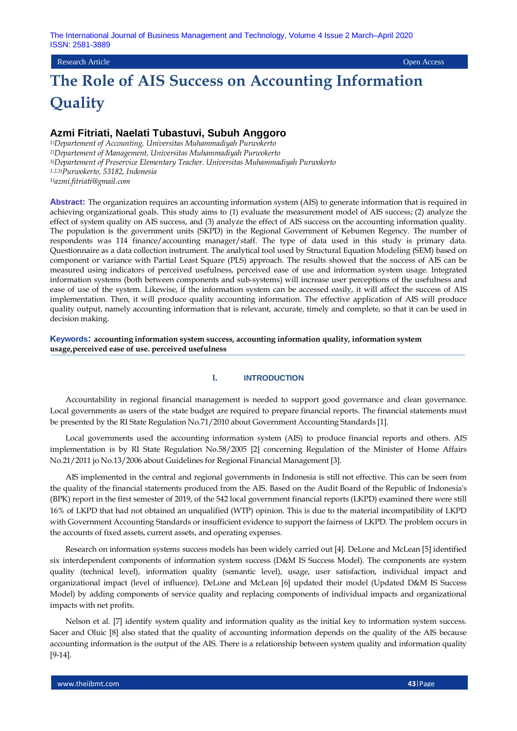Research Article | Open Access

# The Role of AIS Success on Accounting Information Quality

## Azmi Fitriati, Naelati Tubastuvi, Subuh Anggoro

[1)]*Departement of Accounting, Universitas Muhammadiyah Purwokerto*
[2)]*Departement of Management, Universitas Muhammadiyah Purwokerto*
[3)]*Departement of Preservice Elementary Teacher. Universitas Muhammadiyah Purwokerto*
[1,2,3)]*Purwokerto, 53182, Indonesia*
[1)]*azmi.fitriati@gmail.com*

**Abstract:** The organization requires an accounting information system (AIS) to generate information that is required in achieving organizational goals. This study aims to (1) evaluate the measurement model of AIS success; (2) analyze the effect of system quality on AIS success, and (3) analyze the effect of AIS success on the accounting information quality. The population is the government units (SKPD) in the Regional Government of Kebumen Regency. The number of respondents was 114 finance/accounting manager/staff. The type of data used in this study is primary data. Questionnaire as a data collection instrument. The analytical tool used by Structural Equation Modeling (SEM) based on component or variance with Partial Least Square (PLS) approach. The results showed that the success of AIS can be measured using indicators of perceived usefulness, perceived ease of use and information system usage. Integrated information systems (both between components and sub-systems) will increase user perceptions of the usefulness and ease of use of the system. Likewise, if the information system can be accessed easily, it will affect the success of AIS implementation. Then, it will produce quality accounting information. The effective application of AIS will produce quality output, namely accounting information that is relevant, accurate, timely and complete, so that it can be used in decision making.

**Keywords: accounting information system success, accounting information quality, information system usage,perceived ease of use. perceived usefulness**

## I. INTRODUCTION

Accountability in regional financial management is needed to support good governance and clean governance. Local governments as users of the state budget are required to prepare financial reports. The financial statements must be presented by the RI State Regulation No.71/2010 about Government Accounting Standards [1].

Local governments used the accounting information system (AIS) to produce financial reports and others. AIS implementation is by RI State Regulation No.58/2005 [2] concerning Regulation of the Minister of Home Affairs No.21/2011 jo No.13/2006 about Guidelines for Regional Financial Management [3].

AIS implemented in the central and regional governments in Indonesia is still not effective. This can be seen from the quality of the financial statements produced from the AIS. Based on the Audit Board of the Republic of Indonesia's (BPK) report in the first semester of 2019, of the 542 local government financial reports (LKPD) examined there were still 16% of LKPD that had not obtained an unqualified (WTP) opinion. This is due to the material incompatibility of LKPD with Government Accounting Standards or insufficient evidence to support the fairness of LKPD. The problem occurs in the accounts of fixed assets, current assets, and operating expenses.

Research on information systems success models has been widely carried out [4]. DeLone and McLean [5] identified six interdependent components of information system success (D&M IS Success Model). The components are system quality (technical level), information quality (semantic level), usage, user satisfaction, individual impact and organizational impact (level of influence). DeLone and McLean [6] updated their model (Updated D&M IS Success Model) by adding components of service quality and replacing components of individual impacts and organizational impacts with net profits.

Nelson et al. [7] identify system quality and information quality as the initial key to information system success. Sacer and Oluic [8] also stated that the quality of accounting information depends on the quality of the AIS because accounting information is the output of the AIS. There is a relationship between system quality and information quality [9-14].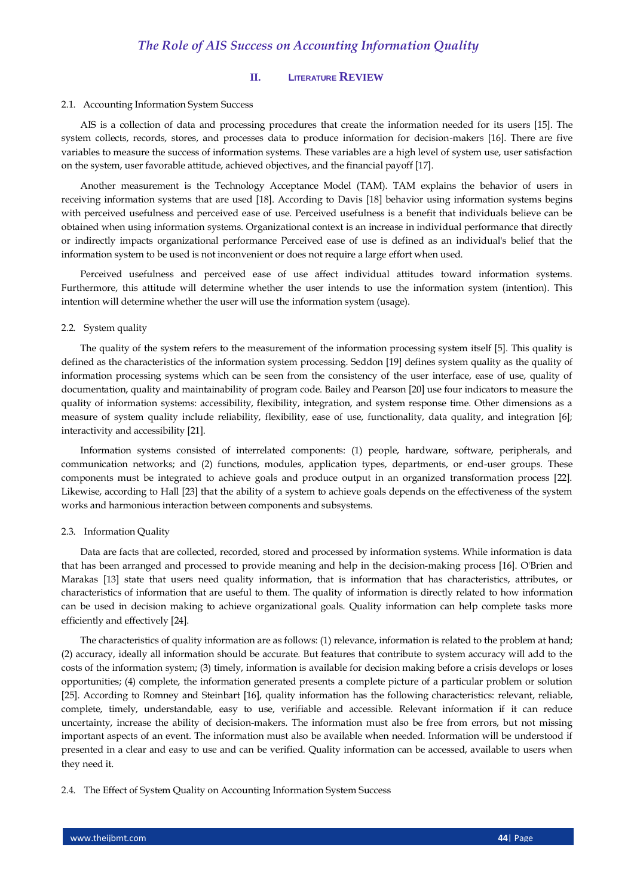## II. LITERATURE REVIEW

### 2.1. Accounting Information System Success

AIS is a collection of data and processing procedures that create the information needed for its users [15]. The system collects, records, stores, and processes data to produce information for decision-makers [16]. There are five variables to measure the success of information systems. These variables are a high level of system use, user satisfaction on the system, user favorable attitude, achieved objectives, and the financial payoff [17].

Another measurement is the Technology Acceptance Model (TAM). TAM explains the behavior of users in receiving information systems that are used [18]. According to Davis [18] behavior using information systems begins with perceived usefulness and perceived ease of use. Perceived usefulness is a benefit that individuals believe can be obtained when using information systems. Organizational context is an increase in individual performance that directly or indirectly impacts organizational performance Perceived ease of use is defined as an individual's belief that the information system to be used is not inconvenient or does not require a large effort when used.

Perceived usefulness and perceived ease of use affect individual attitudes toward information systems. Furthermore, this attitude will determine whether the user intends to use the information system (intention). This intention will determine whether the user will use the information system (usage).

### 2.2. System quality

The quality of the system refers to the measurement of the information processing system itself [5]. This quality is defined as the characteristics of the information system processing. Seddon [19] defines system quality as the quality of information processing systems which can be seen from the consistency of the user interface, ease of use, quality of documentation, quality and maintainability of program code. Bailey and Pearson [20] use four indicators to measure the quality of information systems: accessibility, flexibility, integration, and system response time. Other dimensions as a measure of system quality include reliability, flexibility, ease of use, functionality, data quality, and integration [6]; interactivity and accessibility [21].

Information systems consisted of interrelated components: (1) people, hardware, software, peripherals, and communication networks; and (2) functions, modules, application types, departments, or end-user groups. These components must be integrated to achieve goals and produce output in an organized transformation process [22]. Likewise, according to Hall [23] that the ability of a system to achieve goals depends on the effectiveness of the system works and harmonious interaction between components and subsystems.

### 2.3. Information Quality

Data are facts that are collected, recorded, stored and processed by information systems. While information is data that has been arranged and processed to provide meaning and help in the decision-making process [16]. O'Brien and Marakas [13] state that users need quality information, that is information that has characteristics, attributes, or characteristics of information that are useful to them. The quality of information is directly related to how information can be used in decision making to achieve organizational goals. Quality information can help complete tasks more efficiently and effectively [24].

The characteristics of quality information are as follows: (1) relevance, information is related to the problem at hand; (2) accuracy, ideally all information should be accurate. But features that contribute to system accuracy will add to the costs of the information system; (3) timely, information is available for decision making before a crisis develops or loses opportunities; (4) complete, the information generated presents a complete picture of a particular problem or solution [25]. According to Romney and Steinbart [16], quality information has the following characteristics: relevant, reliable, complete, timely, understandable, easy to use, verifiable and accessible. Relevant information if it can reduce uncertainty, increase the ability of decision-makers. The information must also be free from errors, but not missing important aspects of an event. The information must also be available when needed. Information will be understood if presented in a clear and easy to use and can be verified. Quality information can be accessed, available to users when they need it.

### 2.4. The Effect of System Quality on Accounting Information System Success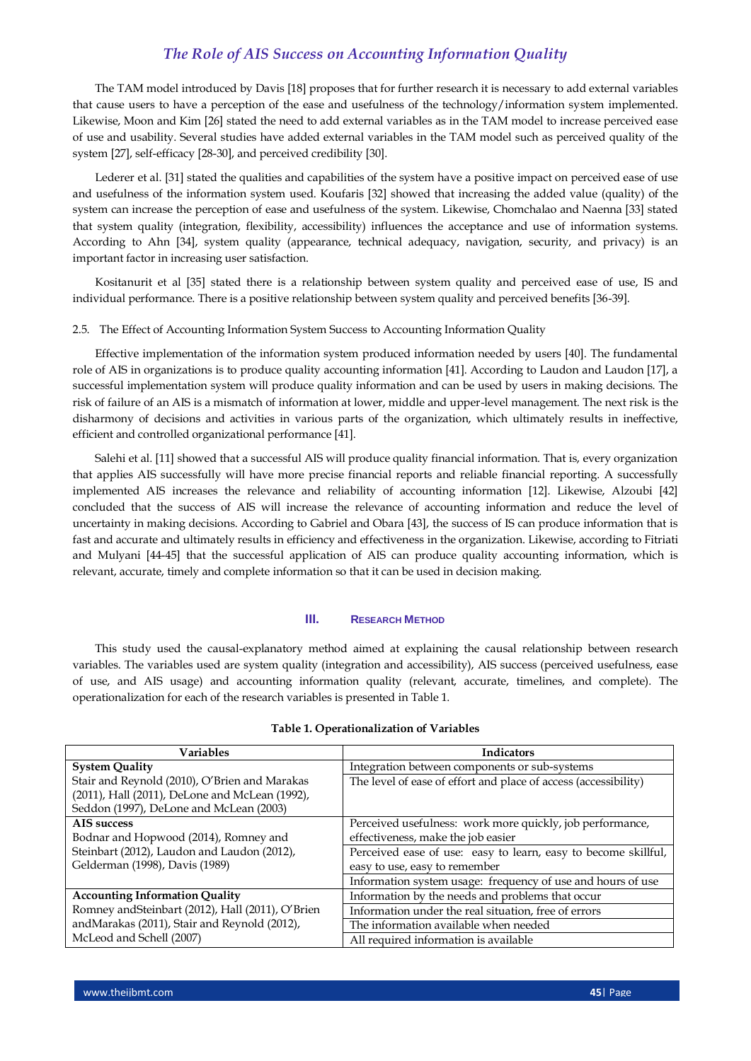The TAM model introduced by Davis [18] proposes that for further research it is necessary to add external variables that cause users to have a perception of the ease and usefulness of the technology/information system implemented. Likewise, Moon and Kim [26] stated the need to add external variables as in the TAM model to increase perceived ease of use and usability. Several studies have added external variables in the TAM model such as perceived quality of the system [27], self-efficacy [28-30], and perceived credibility [30].

Lederer et al. [31] stated the qualities and capabilities of the system have a positive impact on perceived ease of use and usefulness of the information system used. Koufaris [32] showed that increasing the added value (quality) of the system can increase the perception of ease and usefulness of the system. Likewise, Chomchalao and Naenna [33] stated that system quality (integration, flexibility, accessibility) influences the acceptance and use of information systems. According to Ahn [34], system quality (appearance, technical adequacy, navigation, security, and privacy) is an important factor in increasing user satisfaction.

Kositanurit et al [35] stated there is a relationship between system quality and perceived ease of use, IS and individual performance. There is a positive relationship between system quality and perceived benefits [36-39].

### 2.5. The Effect of Accounting Information System Success to Accounting Information Quality

Effective implementation of the information system produced information needed by users [40]. The fundamental role of AIS in organizations is to produce quality accounting information [41]. According to Laudon and Laudon [17], a successful implementation system will produce quality information and can be used by users in making decisions. The risk of failure of an AIS is a mismatch of information at lower, middle and upper-level management. The next risk is the disharmony of decisions and activities in various parts of the organization, which ultimately results in ineffective, efficient and controlled organizational performance [41].

Salehi et al. [11] showed that a successful AIS will produce quality financial information. That is, every organization that applies AIS successfully will have more precise financial reports and reliable financial reporting. A successfully implemented AIS increases the relevance and reliability of accounting information [12]. Likewise, Alzoubi [42] concluded that the success of AIS will increase the relevance of accounting information and reduce the level of uncertainty in making decisions. According to Gabriel and Obara [43], the success of IS can produce information that is fast and accurate and ultimately results in efficiency and effectiveness in the organization. Likewise, according to Fitriati and Mulyani [44-45] that the successful application of AIS can produce quality accounting information, which is relevant, accurate, timely and complete information so that it can be used in decision making.

## III. Research Method

This study used the causal-explanatory method aimed at explaining the causal relationship between research variables. The variables used are system quality (integration and accessibility), AIS success (perceived usefulness, ease of use, and AIS usage) and accounting information quality (relevant, accurate, timelines, and complete). The operationalization for each of the research variables is presented in Table 1.

**Table 1. Operationalization of Variables**

| Variables | Indicators |
|---|---|
| **System Quality** Stair and Reynold (2010), O'Brien and Marakas (2011), Hall (2011), DeLone and McLean (1992), Seddon (1997), DeLone and McLean (2003) | Integration between components or sub-systems |
| | The level of ease of effort and place of access (accessibility) |
| **AIS success** Bodnar and Hopwood (2014), Romney and Steinbart (2012), Laudon and Laudon (2012), Gelderman (1998), Davis (1989) | Perceived usefulness: work more quickly, job performance, effectiveness, make the job easier |
| | Perceived ease of use: easy to learn, easy to become skillful, easy to use, easy to remember |
| | Information system usage: frequency of use and hours of use |
| **Accounting Information Quality** Romney andSteinbart (2012), Hall (2011), O'Brien andMarakas (2011), Stair and Reynold (2012), McLeod and Schell (2007) | Information by the needs and problems that occur |
| | Information under the real situation, free of errors |
| | The information available when needed |
| | All required information is available |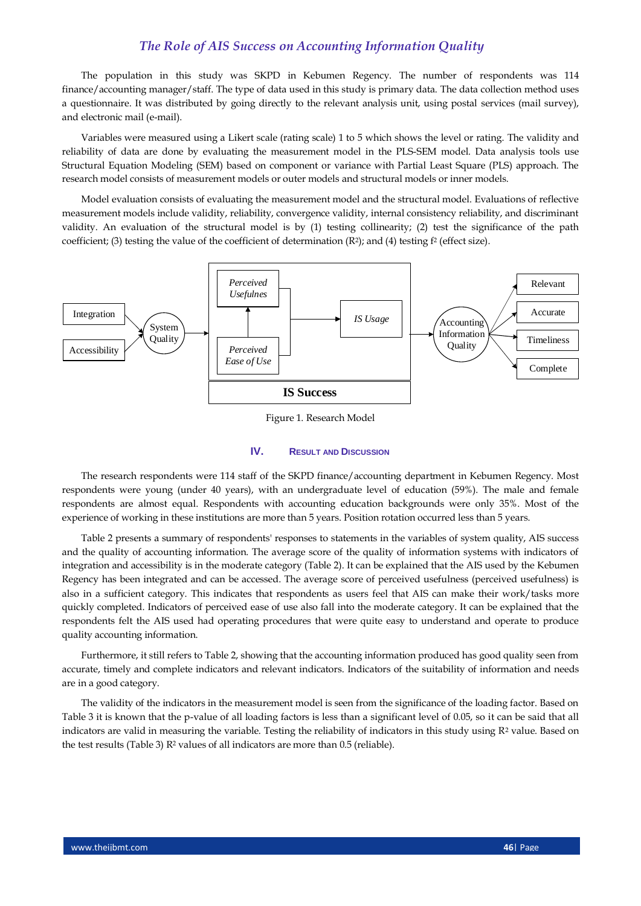The population in this study was SKPD in Kebumen Regency. The number of respondents was 114 finance/accounting manager/staff. The type of data used in this study is primary data. The data collection method uses a questionnaire. It was distributed by going directly to the relevant analysis unit, using postal services (mail survey), and electronic mail (e-mail).

Variables were measured using a Likert scale (rating scale) 1 to 5 which shows the level or rating. The validity and reliability of data are done by evaluating the measurement model in the PLS-SEM model. Data analysis tools use Structural Equation Modeling (SEM) based on component or variance with Partial Least Square (PLS) approach. The research model consists of measurement models or outer models and structural models or inner models.

Model evaluation consists of evaluating the measurement model and the structural model. Evaluations of reflective measurement models include validity, reliability, convergence validity, internal consistency reliability, and discriminant validity. An evaluation of the structural model is by (1) testing collinearity; (2) test the significance of the path coefficient; (3) testing the value of the coefficient of determination ($R^2$); and (4) testing $f^2$ (effect size).

Figure 1. Research Model

## IV. Result and Discussion

The research respondents were 114 staff of the SKPD finance/accounting department in Kebumen Regency. Most respondents were young (under 40 years), with an undergraduate level of education (59%). The male and female respondents are almost equal. Respondents with accounting education backgrounds were only 35%. Most of the experience of working in these institutions are more than 5 years. Position rotation occurred less than 5 years.

Table 2 presents a summary of respondents' responses to statements in the variables of system quality, AIS success and the quality of accounting information. The average score of the quality of information systems with indicators of integration and accessibility is in the moderate category (Table 2). It can be explained that the AIS used by the Kebumen Regency has been integrated and can be accessed. The average score of perceived usefulness (perceived usefulness) is also in a sufficient category. This indicates that respondents as users feel that AIS can make their work/tasks more quickly completed. Indicators of perceived ease of use also fall into the moderate category. It can be explained that the respondents felt the AIS used had operating procedures that were quite easy to understand and operate to produce quality accounting information.

Furthermore, it still refers to Table 2, showing that the accounting information produced has good quality seen from accurate, timely and complete indicators and relevant indicators. Indicators of the suitability of information and needs are in a good category.

The validity of the indicators in the measurement model is seen from the significance of the loading factor. Based on Table 3 it is known that the p-value of all loading factors is less than a significant level of 0.05, so it can be said that all indicators are valid in measuring the variable. Testing the reliability of indicators in this study using $R^2$ value. Based on the test results (Table 3) $R^2$ values of all indicators are more than 0.5 (reliable).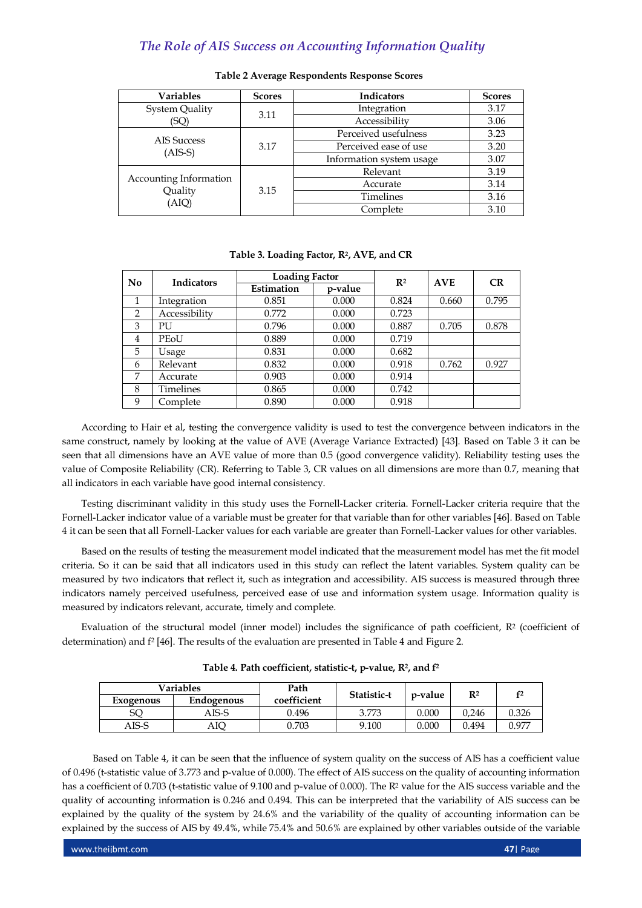**Table 2 Average Respondents Response Scores**

| Variables | Scores | Indicators | Scores |
|---|---|---|---|
| System Quality (SQ) | 3.11 | Integration | 3.17 |
| | | Accessibility | 3.06 |
| AIS Success (AIS-S) | 3.17 | Perceived usefulness | 3.23 |
| | | Perceived ease of use | 3.20 |
| | | Information system usage | 3.07 |
| Accounting Information Quality (AIQ) | 3.15 | Relevant | 3.19 |
| | | Accurate | 3.14 |
| | | Timelines | 3.16 |
| | | Complete | 3.10 |

**Table 3. Loading Factor, $R^2$, AVE, and CR**

| No | Indicators | Loading Factor | | $R^2$ | AVE | CR |
|---|---|---|---|---|---|---|
| | | Estimation | p-value | | | |
| 1 | Integration | 0.851 | 0.000 | 0.824 | 0.660 | 0.795 |
| 2 | Accessibility | 0.772 | 0.000 | 0.723 | | |
| 3 | PU | 0.796 | 0.000 | 0.887 | 0.705 | 0.878 |
| 4 | PEoU | 0.889 | 0.000 | 0.719 | | |
| 5 | Usage | 0.831 | 0.000 | 0.682 | | |
| 6 | Relevant | 0.832 | 0.000 | 0.918 | 0.762 | 0.927 |
| 7 | Accurate | 0.903 | 0.000 | 0.914 | | |
| 8 | Timelines | 0.865 | 0.000 | 0.742 | | |
| 9 | Complete | 0.890 | 0.000 | 0.918 | | |

According to Hair et al, testing the convergence validity is used to test the convergence between indicators in the same construct, namely by looking at the value of AVE (Average Variance Extracted) [43]. Based on Table 3 it can be seen that all dimensions have an AVE value of more than 0.5 (good convergence validity). Reliability testing uses the value of Composite Reliability (CR). Referring to Table 3, CR values on all dimensions are more than 0.7, meaning that all indicators in each variable have good internal consistency.

Testing discriminant validity in this study uses the Fornell-Lacker criteria. Fornell-Lacker criteria require that the Fornell-Lacker indicator value of a variable must be greater for that variable than for other variables [46]. Based on Table 4 it can be seen that all Fornell-Lacker values for each variable are greater than Fornell-Lacker values for other variables.

Based on the results of testing the measurement model indicated that the measurement model has met the fit model criteria. So it can be said that all indicators used in this study can reflect the latent variables. System quality can be measured by two indicators that reflect it, such as integration and accessibility. AIS success is measured through three indicators namely perceived usefulness, perceived ease of use and information system usage. Information quality is measured by indicators relevant, accurate, timely and complete.

Evaluation of the structural model (inner model) includes the significance of path coefficient, $R^2$ (coefficient of determination) and $f^2$ [46]. The results of the evaluation are presented in Table 4 and Figure 2.

**Table 4. Path coefficient, statistic-t, p-value, $R^2$, and $f^2$**

| Variables | | Path coefficient | Statistic-t | p-value | $R^2$ | $f^2$ |
|---|---|---|---|---|---|---|
| Exogenous | Endogenous | | | | | |
| SQ | AIS-S | 0.496 | 3.773 | 0.000 | 0,246 | 0.326 |
| AIS-S | AIQ | 0.703 | 9.100 | 0.000 | 0.494 | 0.977 |

Based on Table 4, it can be seen that the influence of system quality on the success of AIS has a coefficient value of 0.496 (t-statistic value of 3.773 and p-value of 0.000). The effect of AIS success on the quality of accounting information has a coefficient of 0.703 (t-statistic value of 9.100 and p-value of 0.000). The $R^2$ value for the AIS success variable and the quality of accounting information is 0.246 and 0.494. This can be interpreted that the variability of AIS success can be explained by the quality of the system by 24.6% and the variability of the quality of accounting information can be explained by the success of AIS by 49.4%, while 75.4% and 50.6% are explained by other variables outside of the variable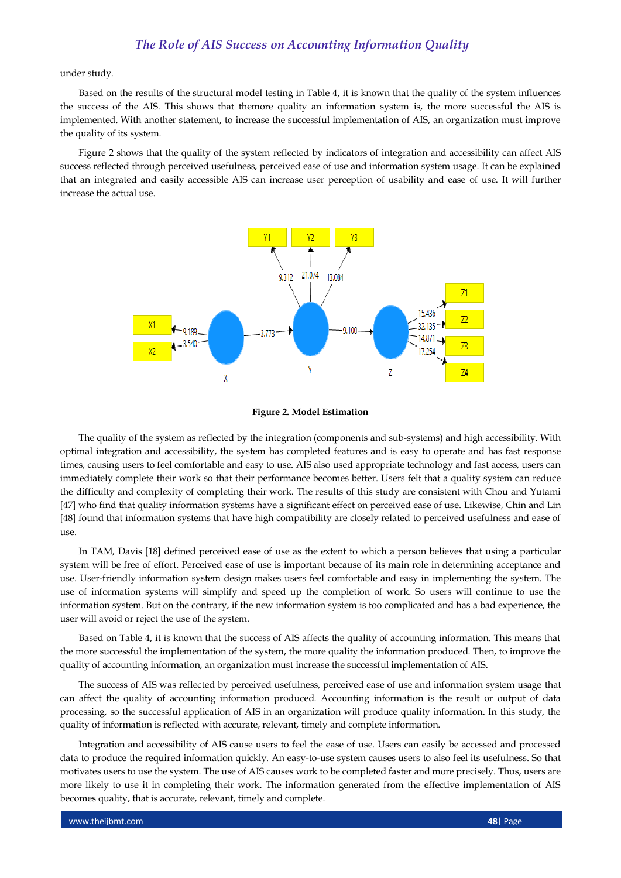under study.

Based on the results of the structural model testing in Table 4, it is known that the quality of the system influences the success of the AIS. This shows that themore quality an information system is, the more successful the AIS is implemented. With another statement, to increase the successful implementation of AIS, an organization must improve the quality of its system.

Figure 2 shows that the quality of the system reflected by indicators of integration and accessibility can affect AIS success reflected through perceived usefulness, perceived ease of use and information system usage. It can be explained that an integrated and easily accessible AIS can increase user perception of usability and ease of use. It will further increase the actual use.

**Figure 2. Model Estimation**

The quality of the system as reflected by the integration (components and sub-systems) and high accessibility. With optimal integration and accessibility, the system has completed features and is easy to operate and has fast response times, causing users to feel comfortable and easy to use. AIS also used appropriate technology and fast access, users can immediately complete their work so that their performance becomes better. Users felt that a quality system can reduce the difficulty and complexity of completing their work. The results of this study are consistent with Chou and Yutami [47] who find that quality information systems have a significant effect on perceived ease of use. Likewise, Chin and Lin [48] found that information systems that have high compatibility are closely related to perceived usefulness and ease of use.

In TAM, Davis [18] defined perceived ease of use as the extent to which a person believes that using a particular system will be free of effort. Perceived ease of use is important because of its main role in determining acceptance and use. User-friendly information system design makes users feel comfortable and easy in implementing the system. The use of information systems will simplify and speed up the completion of work. So users will continue to use the information system. But on the contrary, if the new information system is too complicated and has a bad experience, the user will avoid or reject the use of the system.

Based on Table 4, it is known that the success of AIS affects the quality of accounting information. This means that the more successful the implementation of the system, the more quality the information produced. Then, to improve the quality of accounting information, an organization must increase the successful implementation of AIS.

The success of AIS was reflected by perceived usefulness, perceived ease of use and information system usage that can affect the quality of accounting information produced. Accounting information is the result or output of data processing, so the successful application of AIS in an organization will produce quality information. In this study, the quality of information is reflected with accurate, relevant, timely and complete information.

Integration and accessibility of AIS cause users to feel the ease of use. Users can easily be accessed and processed data to produce the required information quickly. An easy-to-use system causes users to also feel its usefulness. So that motivates users to use the system. The use of AIS causes work to be completed faster and more precisely. Thus, users are more likely to use it in completing their work. The information generated from the effective implementation of AIS becomes quality, that is accurate, relevant, timely and complete.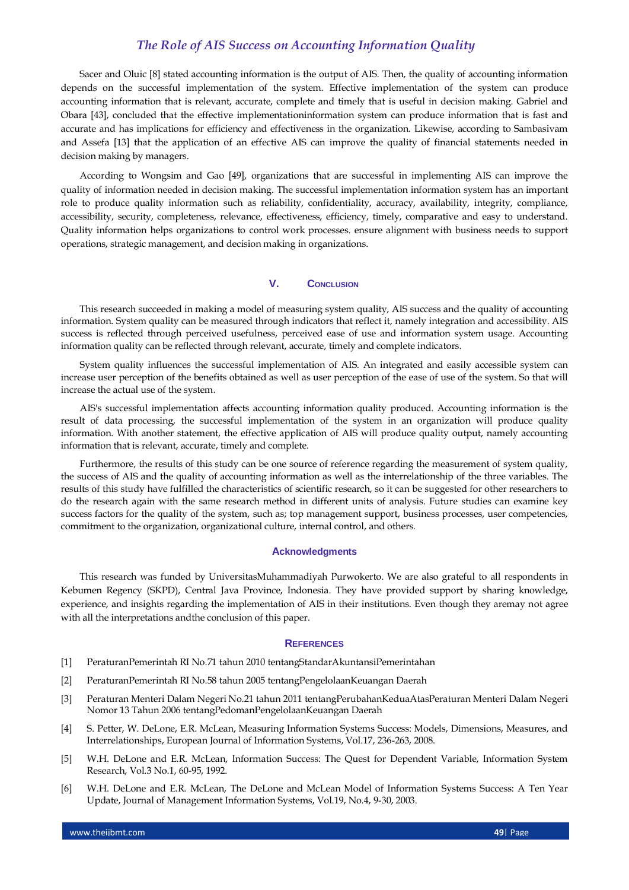Sacer and Oluic [8] stated accounting information is the output of AIS. Then, the quality of accounting information depends on the successful implementation of the system. Effective implementation of the system can produce accounting information that is relevant, accurate, complete and timely that is useful in decision making. Gabriel and Obara [43], concluded that the effective implementationinformation system can produce information that is fast and accurate and has implications for efficiency and effectiveness in the organization. Likewise, according to Sambasivam and Assefa [13] that the application of an effective AIS can improve the quality of financial statements needed in decision making by managers.

According to Wongsim and Gao [49], organizations that are successful in implementing AIS can improve the quality of information needed in decision making. The successful implementation information system has an important role to produce quality information such as reliability, confidentiality, accuracy, availability, integrity, compliance, accessibility, security, completeness, relevance, effectiveness, efficiency, timely, comparative and easy to understand. Quality information helps organizations to control work processes. ensure alignment with business needs to support operations, strategic management, and decision making in organizations.

## V. Conclusion

This research succeeded in making a model of measuring system quality, AIS success and the quality of accounting information. System quality can be measured through indicators that reflect it, namely integration and accessibility. AIS success is reflected through perceived usefulness, perceived ease of use and information system usage. Accounting information quality can be reflected through relevant, accurate, timely and complete indicators.

System quality influences the successful implementation of AIS. An integrated and easily accessible system can increase user perception of the benefits obtained as well as user perception of the ease of use of the system. So that will increase the actual use of the system.

AIS's successful implementation affects accounting information quality produced. Accounting information is the result of data processing, the successful implementation of the system in an organization will produce quality information. With another statement, the effective application of AIS will produce quality output, namely accounting information that is relevant, accurate, timely and complete.

Furthermore, the results of this study can be one source of reference regarding the measurement of system quality, the success of AIS and the quality of accounting information as well as the interrelationship of the three variables. The results of this study have fulfilled the characteristics of scientific research, so it can be suggested for other researchers to do the research again with the same research method in different units of analysis. Future studies can examine key success factors for the quality of the system, such as; top management support, business processes, user competencies, commitment to the organization, organizational culture, internal control, and others.

## Acknowledgments

This research was funded by UniversitasMuhammadiyah Purwokerto. We are also grateful to all respondents in Kebumen Regency (SKPD), Central Java Province, Indonesia. They have provided support by sharing knowledge, experience, and insights regarding the implementation of AIS in their institutions. Even though they aremay not agree with all the interpretations andthe conclusion of this paper.

## References

[1] PeraturanPemerintah RI No.71 tahun 2010 tentangStandarAkuntansiPemerintahan

[2] PeraturanPemerintah RI No.58 tahun 2005 tentangPengelolaanKeuangan Daerah

[3] Peraturan Menteri Dalam Negeri No.21 tahun 2011 tentangPerubahanKeduaAtasPeraturan Menteri Dalam Negeri Nomor 13 Tahun 2006 tentangPedomanPengelolaanKeuangan Daerah

[4] S. Petter, W. DeLone, E.R. McLean, Measuring Information Systems Success: Models, Dimensions, Measures, and Interrelationships, European Journal of Information Systems, Vol.17, 236-263, 2008.

[5] W.H. DeLone and E.R. McLean, Information Success: The Quest for Dependent Variable, Information System Research, Vol.3 No.1, 60-95, 1992.

[6] W.H. DeLone and E.R. McLean, The DeLone and McLean Model of Information Systems Success: A Ten Year Update, Journal of Management Information Systems, Vol.19, No.4, 9-30, 2003.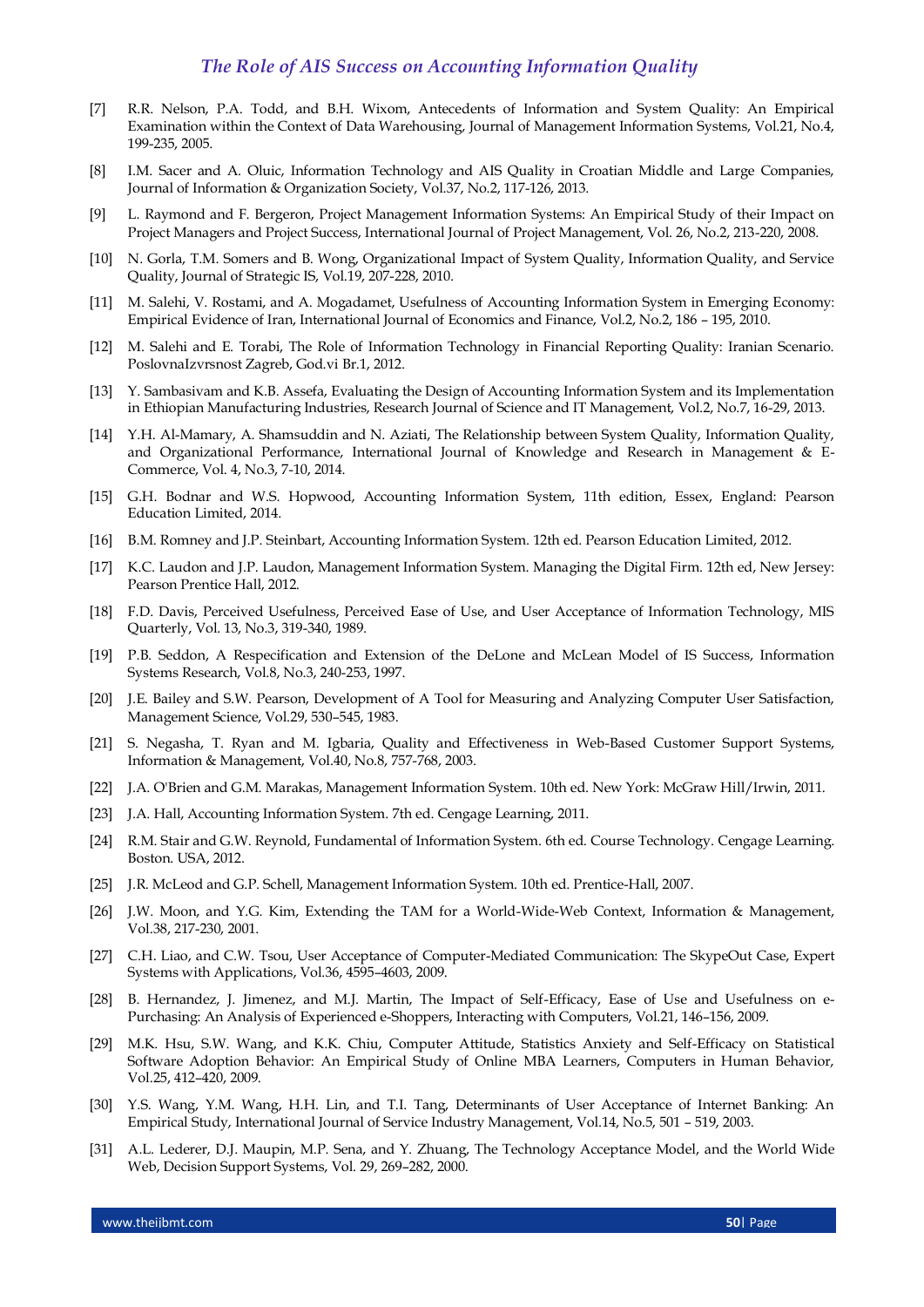[7] R.R. Nelson, P.A. Todd, and B.H. Wixom, Antecedents of Information and System Quality: An Empirical Examination within the Context of Data Warehousing, Journal of Management Information Systems, Vol.21, No.4, 199-235, 2005.

[8] I.M. Sacer and A. Oluic, Information Technology and AIS Quality in Croatian Middle and Large Companies, Journal of Information & Organization Society, Vol.37, No.2, 117-126, 2013.

[9] L. Raymond and F. Bergeron, Project Management Information Systems: An Empirical Study of their Impact on Project Managers and Project Success, International Journal of Project Management, Vol. 26, No.2, 213-220, 2008.

[10] N. Gorla, T.M. Somers and B. Wong, Organizational Impact of System Quality, Information Quality, and Service Quality, Journal of Strategic IS, Vol.19, 207-228, 2010.

[11] M. Salehi, V. Rostami, and A. Mogadamet, Usefulness of Accounting Information System in Emerging Economy: Empirical Evidence of Iran, International Journal of Economics and Finance, Vol.2, No.2, 186 – 195, 2010.

[12] M. Salehi and E. Torabi, The Role of Information Technology in Financial Reporting Quality: Iranian Scenario. PoslovnaIzvrsnost Zagreb, God.vi Br.1, 2012.

[13] Y. Sambasivam and K.B. Assefa, Evaluating the Design of Accounting Information System and its Implementation in Ethiopian Manufacturing Industries, Research Journal of Science and IT Management, Vol.2, No.7, 16-29, 2013.

[14] Y.H. Al-Mamary, A. Shamsuddin and N. Aziati, The Relationship between System Quality, Information Quality, and Organizational Performance, International Journal of Knowledge and Research in Management & E-Commerce, Vol. 4, No.3, 7-10, 2014.

[15] G.H. Bodnar and W.S. Hopwood, Accounting Information System, 11th edition, Essex, England: Pearson Education Limited, 2014.

[16] B.M. Romney and J.P. Steinbart, Accounting Information System. 12th ed. Pearson Education Limited, 2012.

[17] K.C. Laudon and J.P. Laudon, Management Information System. Managing the Digital Firm. 12th ed, New Jersey: Pearson Prentice Hall, 2012.

[18] F.D. Davis, Perceived Usefulness, Perceived Ease of Use, and User Acceptance of Information Technology, MIS Quarterly, Vol. 13, No.3, 319-340, 1989.

[19] P.B. Seddon, A Respecification and Extension of the DeLone and McLean Model of IS Success, Information Systems Research, Vol.8, No.3, 240-253, 1997.

[20] J.E. Bailey and S.W. Pearson, Development of A Tool for Measuring and Analyzing Computer User Satisfaction, Management Science, Vol.29, 530–545, 1983.

[21] S. Negasha, T. Ryan and M. Igbaria, Quality and Effectiveness in Web-Based Customer Support Systems, Information & Management, Vol.40, No.8, 757-768, 2003.

[22] J.A. O'Brien and G.M. Marakas, Management Information System. 10th ed. New York: McGraw Hill/Irwin, 2011.

[23] J.A. Hall, Accounting Information System. 7th ed. Cengage Learning, 2011.

[24] R.M. Stair and G.W. Reynold, Fundamental of Information System. 6th ed. Course Technology. Cengage Learning. Boston. USA, 2012.

[25] J.R. McLeod and G.P. Schell, Management Information System. 10th ed. Prentice-Hall, 2007.

[26] J.W. Moon, and Y.G. Kim, Extending the TAM for a World-Wide-Web Context, Information & Management, Vol.38, 217-230, 2001.

[27] C.H. Liao, and C.W. Tsou, User Acceptance of Computer-Mediated Communication: The SkypeOut Case, Expert Systems with Applications, Vol.36, 4595–4603, 2009.

[28] B. Hernandez, J. Jimenez, and M.J. Martin, The Impact of Self-Efficacy, Ease of Use and Usefulness on e-Purchasing: An Analysis of Experienced e-Shoppers, Interacting with Computers, Vol.21, 146–156, 2009.

[29] M.K. Hsu, S.W. Wang, and K.K. Chiu, Computer Attitude, Statistics Anxiety and Self-Efficacy on Statistical Software Adoption Behavior: An Empirical Study of Online MBA Learners, Computers in Human Behavior, Vol.25, 412–420, 2009.

[30] Y.S. Wang, Y.M. Wang, H.H. Lin, and T.I. Tang, Determinants of User Acceptance of Internet Banking: An Empirical Study, International Journal of Service Industry Management, Vol.14, No.5, 501 – 519, 2003.

[31] A.L. Lederer, D.J. Maupin, M.P. Sena, and Y. Zhuang, The Technology Acceptance Model, and the World Wide Web, Decision Support Systems, Vol. 29, 269–282, 2000.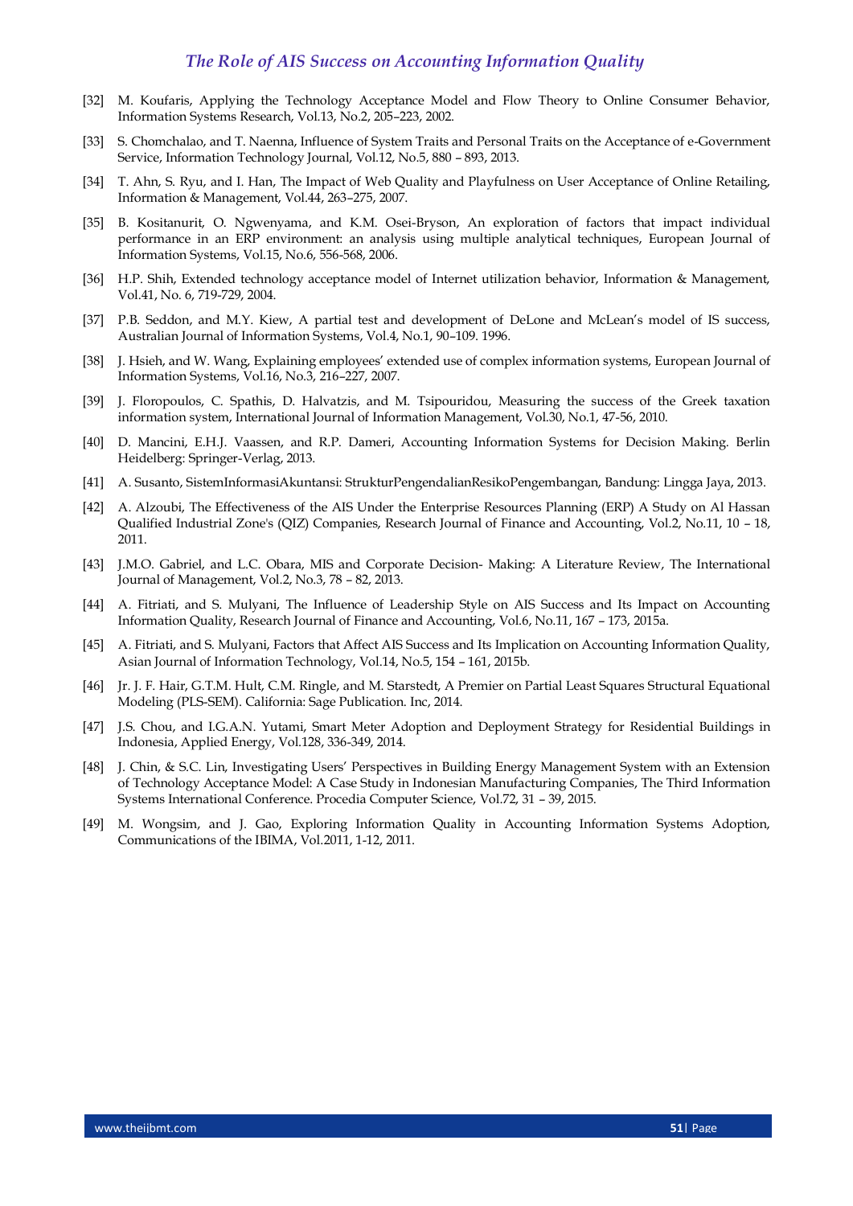[32] M. Koufaris, Applying the Technology Acceptance Model and Flow Theory to Online Consumer Behavior, Information Systems Research, Vol.13, No.2, 205–223, 2002.

[33] S. Chomchalao, and T. Naenna, Influence of System Traits and Personal Traits on the Acceptance of e-Government Service, Information Technology Journal, Vol.12, No.5, 880 – 893, 2013.

[34] T. Ahn, S. Ryu, and I. Han, The Impact of Web Quality and Playfulness on User Acceptance of Online Retailing, Information & Management, Vol.44, 263–275, 2007.

[35] B. Kositanurit, O. Ngwenyama, and K.M. Osei-Bryson, An exploration of factors that impact individual performance in an ERP environment: an analysis using multiple analytical techniques, European Journal of Information Systems, Vol.15, No.6, 556-568, 2006.

[36] H.P. Shih, Extended technology acceptance model of Internet utilization behavior, Information & Management, Vol.41, No. 6, 719-729, 2004.

[37] P.B. Seddon, and M.Y. Kiew, A partial test and development of DeLone and McLean's model of IS success, Australian Journal of Information Systems, Vol.4, No.1, 90–109. 1996.

[38] J. Hsieh, and W. Wang, Explaining employees' extended use of complex information systems, European Journal of Information Systems, Vol.16, No.3, 216–227, 2007.

[39] J. Floropoulos, C. Spathis, D. Halvatzis, and M. Tsipouridou, Measuring the success of the Greek taxation information system, International Journal of Information Management, Vol.30, No.1, 47-56, 2010.

[40] D. Mancini, E.H.J. Vaassen, and R.P. Dameri, Accounting Information Systems for Decision Making. Berlin Heidelberg: Springer-Verlag, 2013.

[41] A. Susanto, SistemInformasiAkuntansi: StrukturPengendalianResikoPengembangan, Bandung: Lingga Jaya, 2013.

[42] A. Alzoubi, The Effectiveness of the AIS Under the Enterprise Resources Planning (ERP) A Study on Al Hassan Qualified Industrial Zone's (QIZ) Companies, Research Journal of Finance and Accounting, Vol.2, No.11, 10 – 18, 2011.

[43] J.M.O. Gabriel, and L.C. Obara, MIS and Corporate Decision- Making: A Literature Review, The International Journal of Management, Vol.2, No.3, 78 – 82, 2013.

[44] A. Fitriati, and S. Mulyani, The Influence of Leadership Style on AIS Success and Its Impact on Accounting Information Quality, Research Journal of Finance and Accounting, Vol.6, No.11, 167 – 173, 2015a.

[45] A. Fitriati, and S. Mulyani, Factors that Affect AIS Success and Its Implication on Accounting Information Quality, Asian Journal of Information Technology, Vol.14, No.5, 154 – 161, 2015b.

[46] Jr. J. F. Hair, G.T.M. Hult, C.M. Ringle, and M. Starstedt, A Premier on Partial Least Squares Structural Equational Modeling (PLS-SEM). California: Sage Publication. Inc, 2014.

[47] J.S. Chou, and I.G.A.N. Yutami, Smart Meter Adoption and Deployment Strategy for Residential Buildings in Indonesia, Applied Energy, Vol.128, 336-349, 2014.

[48] J. Chin, & S.C. Lin, Investigating Users' Perspectives in Building Energy Management System with an Extension of Technology Acceptance Model: A Case Study in Indonesian Manufacturing Companies, The Third Information Systems International Conference. Procedia Computer Science, Vol.72, 31 – 39, 2015.

[49] M. Wongsim, and J. Gao, Exploring Information Quality in Accounting Information Systems Adoption, Communications of the IBIMA, Vol.2011, 1-12, 2011.